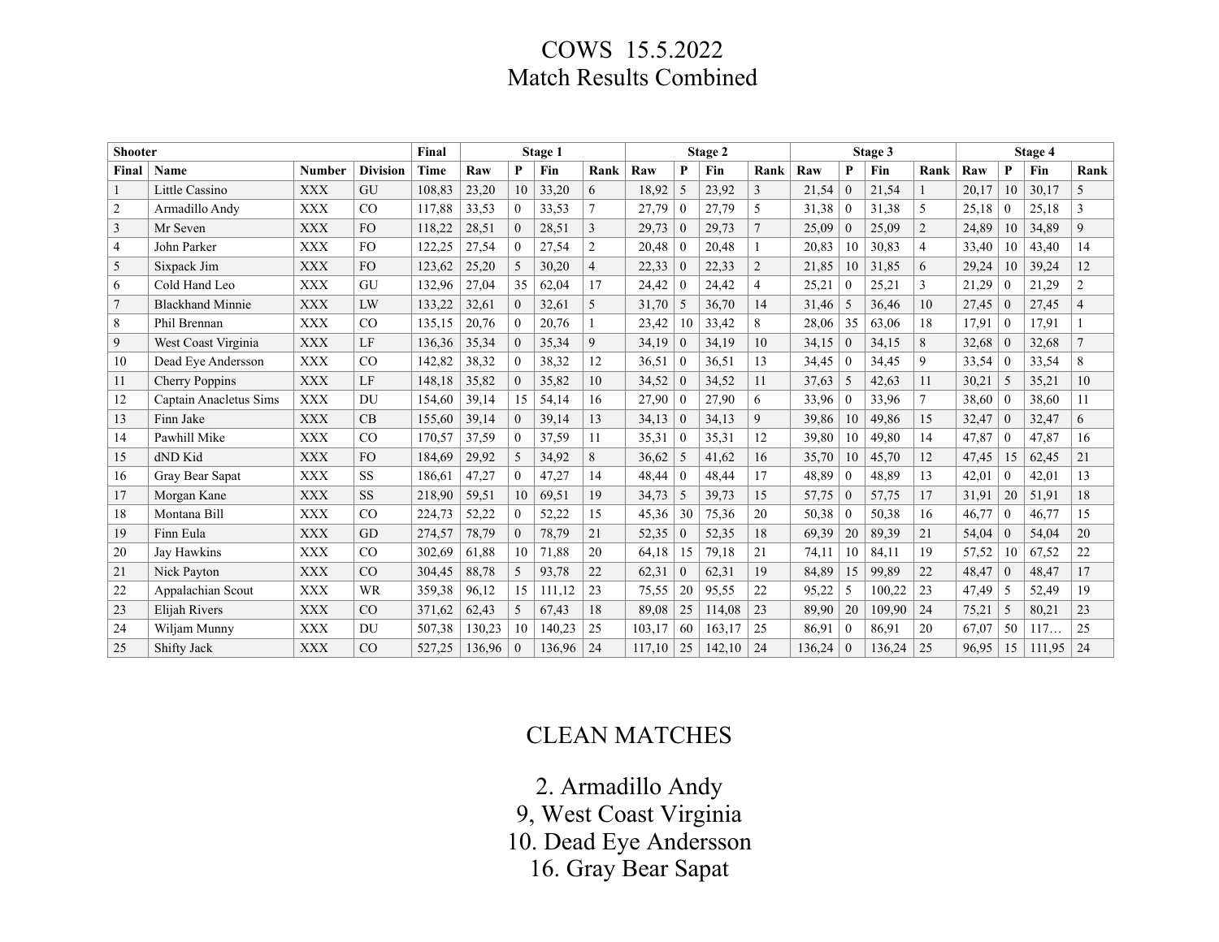# COWS 15.5.2022
## Match Results Combined

| Shooter | | | | Final | Stage 1 | | | | Stage 2 | | | | Stage 3 | | | | Stage 4 | | | |
|---|---|---|---|---|---|---|---|---|---|---|---|---|---|---|---|---|---|---|---|---|
| Final | Name | Number | Division | Time | Raw | P | Fin | Rank | Raw | P | Fin | Rank | Raw | P | Fin | Rank | Raw | P | Fin | Rank |
| 1 | Little Cassino | XXX | GU | 108,83 | 23,20 | 10 | 33,20 | 6 | 18,92 | 5 | 23,92 | 3 | 21,54 | 0 | 21,54 | 1 | 20,17 | 10 | 30,17 | 5 |
| 2 | Armadillo Andy | XXX | CO | 117,88 | 33,53 | 0 | 33,53 | 7 | 27,79 | 0 | 27,79 | 5 | 31,38 | 0 | 31,38 | 5 | 25,18 | 0 | 25,18 | 3 |
| 3 | Mr Seven | XXX | FO | 118,22 | 28,51 | 0 | 28,51 | 3 | 29,73 | 0 | 29,73 | 7 | 25,09 | 0 | 25,09 | 2 | 24,89 | 10 | 34,89 | 9 |
| 4 | John Parker | XXX | FO | 122,25 | 27,54 | 0 | 27,54 | 2 | 20,48 | 0 | 20,48 | 1 | 20,83 | 10 | 30,83 | 4 | 33,40 | 10 | 43,40 | 14 |
| 5 | Sixpack Jim | XXX | FO | 123,62 | 25,20 | 5 | 30,20 | 4 | 22,33 | 0 | 22,33 | 2 | 21,85 | 10 | 31,85 | 6 | 29,24 | 10 | 39,24 | 12 |
| 6 | Cold Hand Leo | XXX | GU | 132,96 | 27,04 | 35 | 62,04 | 17 | 24,42 | 0 | 24,42 | 4 | 25,21 | 0 | 25,21 | 3 | 21,29 | 0 | 21,29 | 2 |
| 7 | Blackhand Minnie | XXX | LW | 133,22 | 32,61 | 0 | 32,61 | 5 | 31,70 | 5 | 36,70 | 14 | 31,46 | 5 | 36,46 | 10 | 27,45 | 0 | 27,45 | 4 |
| 8 | Phil Brennan | XXX | CO | 135,15 | 20,76 | 0 | 20,76 | 1 | 23,42 | 10 | 33,42 | 8 | 28,06 | 35 | 63,06 | 18 | 17,91 | 0 | 17,91 | 1 |
| 9 | West Coast Virginia | XXX | LF | 136,36 | 35,34 | 0 | 35,34 | 9 | 34,19 | 0 | 34,19 | 10 | 34,15 | 0 | 34,15 | 8 | 32,68 | 0 | 32,68 | 7 |
| 10 | Dead Eye Andersson | XXX | CO | 142,82 | 38,32 | 0 | 38,32 | 12 | 36,51 | 0 | 36,51 | 13 | 34,45 | 0 | 34,45 | 9 | 33,54 | 0 | 33,54 | 8 |
| 11 | Cherry Poppins | XXX | LF | 148,18 | 35,82 | 0 | 35,82 | 10 | 34,52 | 0 | 34,52 | 11 | 37,63 | 5 | 42,63 | 11 | 30,21 | 5 | 35,21 | 10 |
| 12 | Captain Anacletus Sims | XXX | DU | 154,60 | 39,14 | 15 | 54,14 | 16 | 27,90 | 0 | 27,90 | 6 | 33,96 | 0 | 33,96 | 7 | 38,60 | 0 | 38,60 | 11 |
| 13 | Finn Jake | XXX | CB | 155,60 | 39,14 | 0 | 39,14 | 13 | 34,13 | 0 | 34,13 | 9 | 39,86 | 10 | 49,86 | 15 | 32,47 | 0 | 32,47 | 6 |
| 14 | Pawhill Mike | XXX | CO | 170,57 | 37,59 | 0 | 37,59 | 11 | 35,31 | 0 | 35,31 | 12 | 39,80 | 10 | 49,80 | 14 | 47,87 | 0 | 47,87 | 16 |
| 15 | dND Kid | XXX | FO | 184,69 | 29,92 | 5 | 34,92 | 8 | 36,62 | 5 | 41,62 | 16 | 35,70 | 10 | 45,70 | 12 | 47,45 | 15 | 62,45 | 21 |
| 16 | Gray Bear Sapat | XXX | SS | 186,61 | 47,27 | 0 | 47,27 | 14 | 48,44 | 0 | 48,44 | 17 | 48,89 | 0 | 48,89 | 13 | 42,01 | 0 | 42,01 | 13 |
| 17 | Morgan Kane | XXX | SS | 218,90 | 59,51 | 10 | 69,51 | 19 | 34,73 | 5 | 39,73 | 15 | 57,75 | 0 | 57,75 | 17 | 31,91 | 20 | 51,91 | 18 |
| 18 | Montana Bill | XXX | CO | 224,73 | 52,22 | 0 | 52,22 | 15 | 45,36 | 30 | 75,36 | 20 | 50,38 | 0 | 50,38 | 16 | 46,77 | 0 | 46,77 | 15 |
| 19 | Finn Eula | XXX | GD | 274,57 | 78,79 | 0 | 78,79 | 21 | 52,35 | 0 | 52,35 | 18 | 69,39 | 20 | 89,39 | 21 | 54,04 | 0 | 54,04 | 20 |
| 20 | Jay Hawkins | XXX | CO | 302,69 | 61,88 | 10 | 71,88 | 20 | 64,18 | 15 | 79,18 | 21 | 74,11 | 10 | 84,11 | 19 | 57,52 | 10 | 67,52 | 22 |
| 21 | Nick Payton | XXX | CO | 304,45 | 88,78 | 5 | 93,78 | 22 | 62,31 | 0 | 62,31 | 19 | 84,89 | 15 | 99,89 | 22 | 48,47 | 0 | 48,47 | 17 |
| 22 | Appalachian Scout | XXX | WR | 359,38 | 96,12 | 15 | 111,12 | 23 | 75,55 | 20 | 95,55 | 22 | 95,22 | 5 | 100,22 | 23 | 47,49 | 5 | 52,49 | 19 |
| 23 | Elijah Rivers | XXX | CO | 371,62 | 62,43 | 5 | 67,43 | 18 | 89,08 | 25 | 114,08 | 23 | 89,90 | 20 | 109,90 | 24 | 75,21 | 5 | 80,21 | 23 |
| 24 | Wiljam Munny | XXX | DU | 507,38 | 130,23 | 10 | 140,23 | 25 | 103,17 | 60 | 163,17 | 25 | 86,91 | 0 | 86,91 | 20 | 67,07 | 50 | 117… | 25 |
| 25 | Shifty Jack | XXX | CO | 527,25 | 136,96 | 0 | 136,96 | 24 | 117,10 | 25 | 142,10 | 24 | 136,24 | 0 | 136,24 | 25 | 96,95 | 15 | 111,95 | 24 |

## CLEAN MATCHES

2. Armadillo Andy
9, West Coast Virginia
10. Dead Eye Andersson
16. Gray Bear Sapat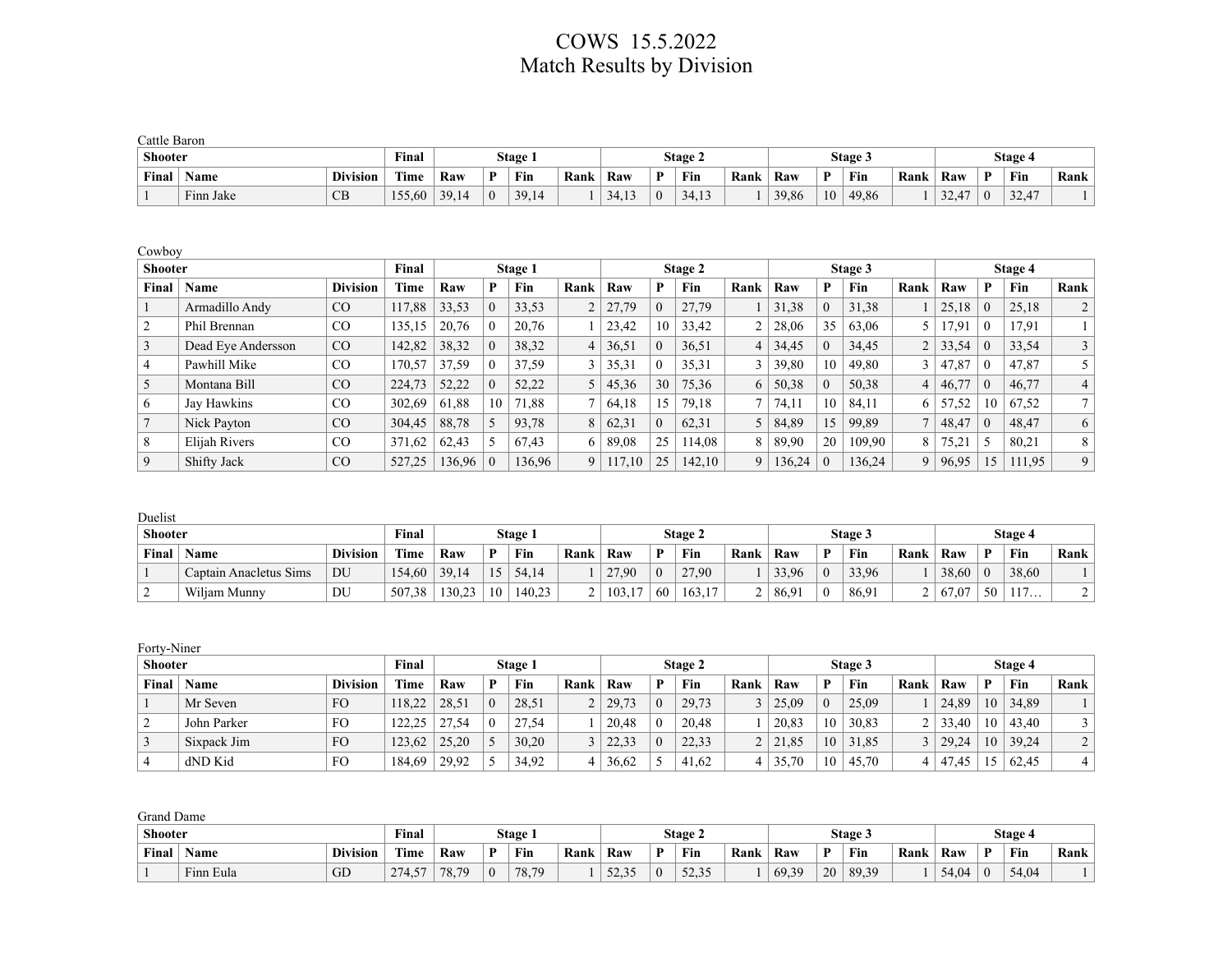# COWS 15.5.2022
# Match Results by Division

Cattle Baron

| Shooter | | | Final | Stage 1 | | | | Stage 2 | | | | Stage 3 | | | | Stage 4 | | | |
|---|---|---|---|---|---|---|---|---|---|---|---|---|---|---|---|---|---|---|---|
| Final | Name | Division | Time | Raw | P | Fin | Rank | Raw | P | Fin | Rank | Raw | P | Fin | Rank | Raw | P | Fin | Rank |
| 1 | Finn Jake | CB | 155,60 | 39,14 | 0 | 39,14 | 1 | 34,13 | 0 | 34,13 | 1 | 39,86 | 10 | 49,86 | 1 | 32,47 | 0 | 32,47 | 1 |

Cowboy

| Shooter | | | Final | Stage 1 | | | | Stage 2 | | | | Stage 3 | | | | Stage 4 | | | |
|---|---|---|---|---|---|---|---|---|---|---|---|---|---|---|---|---|---|---|---|
| Final | Name | Division | Time | Raw | P | Fin | Rank | Raw | P | Fin | Rank | Raw | P | Fin | Rank | Raw | P | Fin | Rank |
| 1 | Armadillo Andy | CO | 117,88 | 33,53 | 0 | 33,53 | 2 | 27,79 | 0 | 27,79 | 1 | 31,38 | 0 | 31,38 | 1 | 25,18 | 0 | 25,18 | 2 |
| 2 | Phil Brennan | CO | 135,15 | 20,76 | 0 | 20,76 | 1 | 23,42 | 10 | 33,42 | 2 | 28,06 | 35 | 63,06 | 5 | 17,91 | 0 | 17,91 | 1 |
| 3 | Dead Eye Andersson | CO | 142,82 | 38,32 | 0 | 38,32 | 4 | 36,51 | 0 | 36,51 | 4 | 34,45 | 0 | 34,45 | 2 | 33,54 | 0 | 33,54 | 3 |
| 4 | Pawhill Mike | CO | 170,57 | 37,59 | 0 | 37,59 | 3 | 35,31 | 0 | 35,31 | 3 | 39,80 | 10 | 49,80 | 3 | 47,87 | 0 | 47,87 | 5 |
| 5 | Montana Bill | CO | 224,73 | 52,22 | 0 | 52,22 | 5 | 45,36 | 30 | 75,36 | 6 | 50,38 | 0 | 50,38 | 4 | 46,77 | 0 | 46,77 | 4 |
| 6 | Jay Hawkins | CO | 302,69 | 61,88 | 10 | 71,88 | 7 | 64,18 | 15 | 79,18 | 7 | 74,11 | 10 | 84,11 | 6 | 57,52 | 10 | 67,52 | 7 |
| 7 | Nick Payton | CO | 304,45 | 88,78 | 5 | 93,78 | 8 | 62,31 | 0 | 62,31 | 5 | 84,89 | 15 | 99,89 | 7 | 48,47 | 0 | 48,47 | 6 |
| 8 | Elijah Rivers | CO | 371,62 | 62,43 | 5 | 67,43 | 6 | 89,08 | 25 | 114,08 | 8 | 89,90 | 20 | 109,90 | 8 | 75,21 | 5 | 80,21 | 8 |
| 9 | Shifty Jack | CO | 527,25 | 136,96 | 0 | 136,96 | 9 | 117,10 | 25 | 142,10 | 9 | 136,24 | 0 | 136,24 | 9 | 96,95 | 15 | 111,95 | 9 |

Duelist

| Shooter | | | Final | Stage 1 | | | | Stage 2 | | | | Stage 3 | | | | Stage 4 | | | |
|---|---|---|---|---|---|---|---|---|---|---|---|---|---|---|---|---|---|---|---|
| Final | Name | Division | Time | Raw | P | Fin | Rank | Raw | P | Fin | Rank | Raw | P | Fin | Rank | Raw | P | Fin | Rank |
| 1 | Captain Anacletus Sims | DU | 154,60 | 39,14 | 15 | 54,14 | 1 | 27,90 | 0 | 27,90 | 1 | 33,96 | 0 | 33,96 | 1 | 38,60 | 0 | 38,60 | 1 |
| 2 | Wiljam Munny | DU | 507,38 | 130,23 | 10 | 140,23 | 2 | 103,17 | 60 | 163,17 | 2 | 86,91 | 0 | 86,91 | 2 | 67,07 | 50 | 117… | 2 |

Forty-Niner

| Shooter | | | Final | Stage 1 | | | | Stage 2 | | | | Stage 3 | | | | Stage 4 | | | |
|---|---|---|---|---|---|---|---|---|---|---|---|---|---|---|---|---|---|---|---|
| Final | Name | Division | Time | Raw | P | Fin | Rank | Raw | P | Fin | Rank | Raw | P | Fin | Rank | Raw | P | Fin | Rank |
| 1 | Mr Seven | FO | 118,22 | 28,51 | 0 | 28,51 | 2 | 29,73 | 0 | 29,73 | 3 | 25,09 | 0 | 25,09 | 1 | 24,89 | 10 | 34,89 | 1 |
| 2 | John Parker | FO | 122,25 | 27,54 | 0 | 27,54 | 1 | 20,48 | 0 | 20,48 | 1 | 20,83 | 10 | 30,83 | 2 | 33,40 | 10 | 43,40 | 3 |
| 3 | Sixpack Jim | FO | 123,62 | 25,20 | 5 | 30,20 | 3 | 22,33 | 0 | 22,33 | 2 | 21,85 | 10 | 31,85 | 3 | 29,24 | 10 | 39,24 | 2 |
| 4 | dND Kid | FO | 184,69 | 29,92 | 5 | 34,92 | 4 | 36,62 | 5 | 41,62 | 4 | 35,70 | 10 | 45,70 | 4 | 47,45 | 15 | 62,45 | 4 |

Grand Dame

| Shooter | | | Final | Stage 1 | | | | Stage 2 | | | | Stage 3 | | | | Stage 4 | | | |
|---|---|---|---|---|---|---|---|---|---|---|---|---|---|---|---|---|---|---|---|
| Final | Name | Division | Time | Raw | P | Fin | Rank | Raw | P | Fin | Rank | Raw | P | Fin | Rank | Raw | P | Fin | Rank |
| 1 | Finn Eula | GD | 274,57 | 78,79 | 0 | 78,79 | 1 | 52,35 | 0 | 52,35 | 1 | 69,39 | 20 | 89,39 | 1 | 54,04 | 0 | 54,04 | 1 |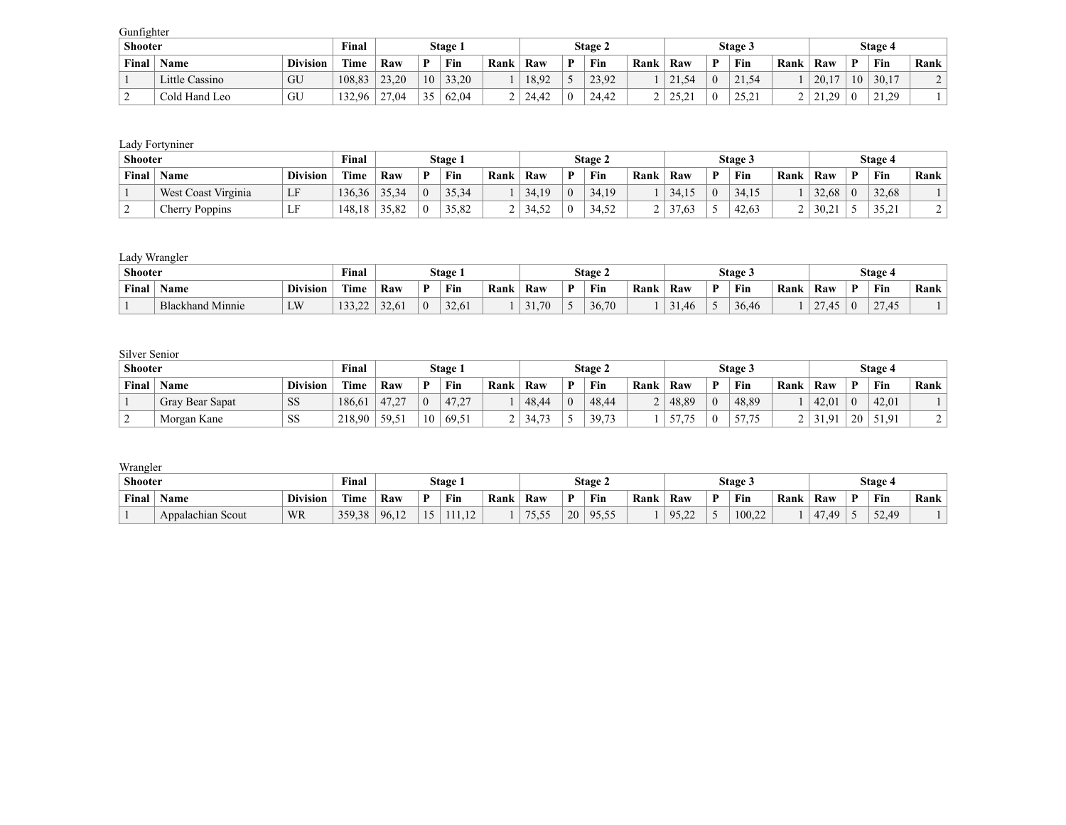Gunfighter

| Shooter | | | Final | Stage 1 | | | | Stage 2 | | | | Stage 3 | | | | Stage 4 | | | |
|---|---|---|---|---|---|---|---|---|---|---|---|---|---|---|---|---|---|---|---|
| Final | Name | Division | Time | Raw | P | Fin | Rank | Raw | P | Fin | Rank | Raw | P | Fin | Rank | Raw | P | Fin | Rank |
| 1 | Little Cassino | GU | 108,83 | 23,20 | 10 | 33,20 | 1 | 18,92 | 5 | 23,92 | 1 | 21,54 | 0 | 21,54 | 1 | 20,17 | 10 | 30,17 | 2 |
| 2 | Cold Hand Leo | GU | 132,96 | 27,04 | 35 | 62,04 | 2 | 24,42 | 0 | 24,42 | 2 | 25,21 | 0 | 25,21 | 2 | 21,29 | 0 | 21,29 | 1 |

Lady Fortyniner

| Shooter | | | Final | Stage 1 | | | | Stage 2 | | | | Stage 3 | | | | Stage 4 | | | |
|---|---|---|---|---|---|---|---|---|---|---|---|---|---|---|---|---|---|---|---|
| Final | Name | Division | Time | Raw | P | Fin | Rank | Raw | P | Fin | Rank | Raw | P | Fin | Rank | Raw | P | Fin | Rank |
| 1 | West Coast Virginia | LF | 136,36 | 35,34 | 0 | 35,34 | 1 | 34,19 | 0 | 34,19 | 1 | 34,15 | 0 | 34,15 | 1 | 32,68 | 0 | 32,68 | 1 |
| 2 | Cherry Poppins | LF | 148,18 | 35,82 | 0 | 35,82 | 2 | 34,52 | 0 | 34,52 | 2 | 37,63 | 5 | 42,63 | 2 | 30,21 | 5 | 35,21 | 2 |

Lady Wrangler

| Shooter | | | Final | Stage 1 | | | | Stage 2 | | | | Stage 3 | | | | Stage 4 | | | |
|---|---|---|---|---|---|---|---|---|---|---|---|---|---|---|---|---|---|---|---|
| Final | Name | Division | Time | Raw | P | Fin | Rank | Raw | P | Fin | Rank | Raw | P | Fin | Rank | Raw | P | Fin | Rank |
| 1 | Blackhand Minnie | LW | 133,22 | 32,61 | 0 | 32,61 | 1 | 31,70 | 5 | 36,70 | 1 | 31,46 | 5 | 36,46 | 1 | 27,45 | 0 | 27,45 | 1 |

Silver Senior

| Shooter | | | Final | Stage 1 | | | | Stage 2 | | | | Stage 3 | | | | Stage 4 | | | |
|---|---|---|---|---|---|---|---|---|---|---|---|---|---|---|---|---|---|---|---|
| Final | Name | Division | Time | Raw | P | Fin | Rank | Raw | P | Fin | Rank | Raw | P | Fin | Rank | Raw | P | Fin | Rank |
| 1 | Gray Bear Sapat | SS | 186,61 | 47,27 | 0 | 47,27 | 1 | 48,44 | 0 | 48,44 | 2 | 48,89 | 0 | 48,89 | 1 | 42,01 | 0 | 42,01 | 1 |
| 2 | Morgan Kane | SS | 218,90 | 59,51 | 10 | 69,51 | 2 | 34,73 | 5 | 39,73 | 1 | 57,75 | 0 | 57,75 | 2 | 31,91 | 20 | 51,91 | 2 |

Wrangler

| Shooter | | | Final | Stage 1 | | | | Stage 2 | | | | Stage 3 | | | | Stage 4 | | | |
|---|---|---|---|---|---|---|---|---|---|---|---|---|---|---|---|---|---|---|---|
| Final | Name | Division | Time | Raw | P | Fin | Rank | Raw | P | Fin | Rank | Raw | P | Fin | Rank | Raw | P | Fin | Rank |
| 1 | Appalachian Scout | WR | 359,38 | 96,12 | 15 | 111,12 | 1 | 75,55 | 20 | 95,55 | 1 | 95,22 | 5 | 100,22 | 1 | 47,49 | 5 | 52,49 | 1 |